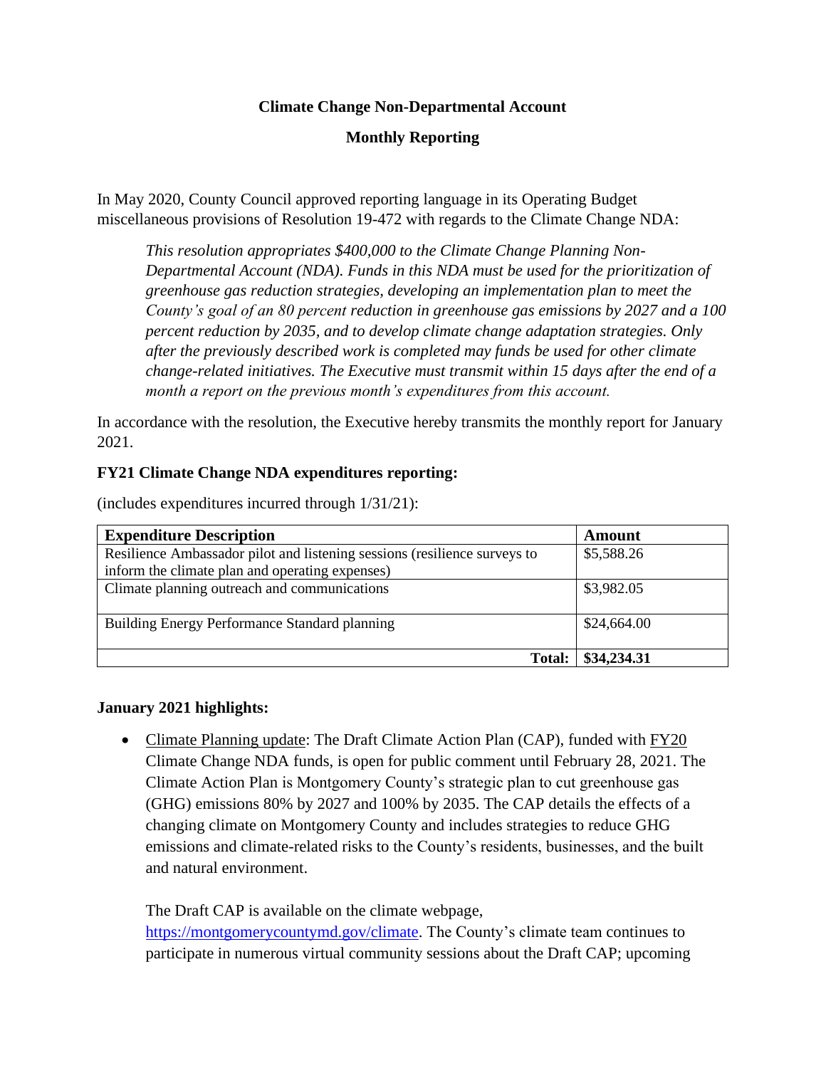**Climate Change Non-Departmental Account**

**Monthly Reporting**

In May 2020, County Council approved reporting language in its Operating Budget miscellaneous provisions of Resolution 19-472 with regards to the Climate Change NDA:

> *This resolution appropriates $400,000 to the Climate Change Planning Non-Departmental Account (NDA). Funds in this NDA must be used for the prioritization of greenhouse gas reduction strategies, developing an implementation plan to meet the County's goal of an 80 percent reduction in greenhouse gas emissions by 2027 and a 100 percent reduction by 2035, and to develop climate change adaptation strategies. Only after the previously described work is completed may funds be used for other climate change-related initiatives. The Executive must transmit within 15 days after the end of a month a report on the previous month's expenditures from this account.*

In accordance with the resolution, the Executive hereby transmits the monthly report for January 2021.

**FY21 Climate Change NDA expenditures reporting:**

(includes expenditures incurred through 1/31/21):

| Expenditure Description | Amount |
| --- | --- |
| Resilience Ambassador pilot and listening sessions (resilience surveys to inform the climate plan and operating expenses) | $5,588.26 |
| Climate planning outreach and communications | $3,982.05 |
| Building Energy Performance Standard planning | $24,664.00 |
| **Total:** | **$34,234.31** |

**January 2021 highlights:**

- Climate Planning update: The Draft Climate Action Plan (CAP), funded with FY20 Climate Change NDA funds, is open for public comment until February 28, 2021. The Climate Action Plan is Montgomery County's strategic plan to cut greenhouse gas (GHG) emissions 80% by 2027 and 100% by 2035. The CAP details the effects of a changing climate on Montgomery County and includes strategies to reduce GHG emissions and climate-related risks to the County's residents, businesses, and the built and natural environment.

  The Draft CAP is available on the climate webpage, [https://montgomerycountymd.gov/climate](https://montgomerycountymd.gov/climate). The County's climate team continues to participate in numerous virtual community sessions about the Draft CAP; upcoming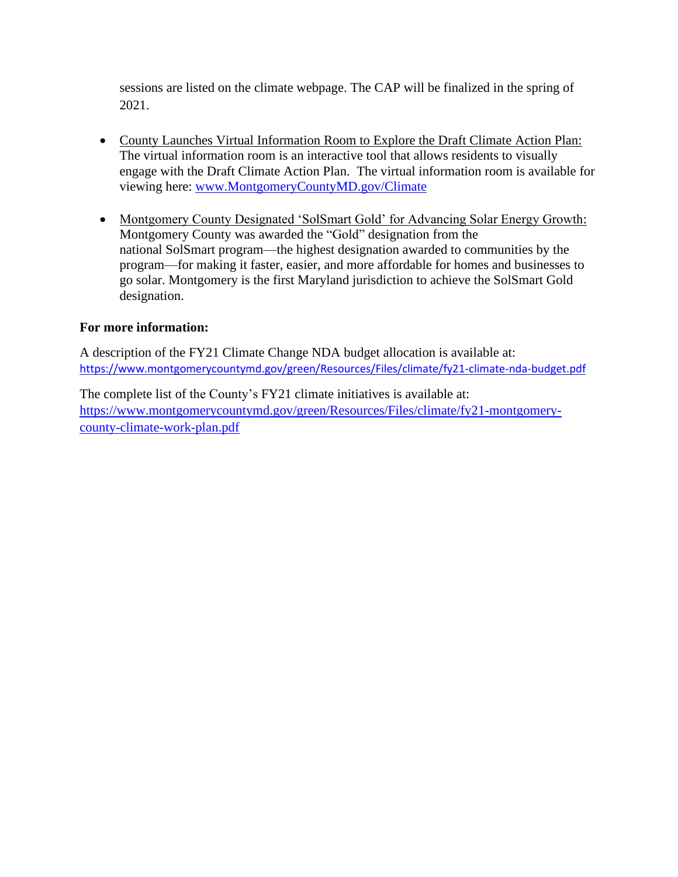sessions are listed on the climate webpage. The CAP will be finalized in the spring of 2021.

- County Launches Virtual Information Room to Explore the Draft Climate Action Plan: The virtual information room is an interactive tool that allows residents to visually engage with the Draft Climate Action Plan. The virtual information room is available for viewing here: [www.MontgomeryCountyMD.gov/Climate](www.MontgomeryCountyMD.gov/Climate)

- Montgomery County Designated 'SolSmart Gold' for Advancing Solar Energy Growth: Montgomery County was awarded the "Gold" designation from the national SolSmart program—the highest designation awarded to communities by the program—for making it faster, easier, and more affordable for homes and businesses to go solar. Montgomery is the first Maryland jurisdiction to achieve the SolSmart Gold designation.

**For more information:**

A description of the FY21 Climate Change NDA budget allocation is available at: https://www.montgomerycountymd.gov/green/Resources/Files/climate/fy21-climate-nda-budget.pdf

The complete list of the County's FY21 climate initiatives is available at: https://www.montgomerycountymd.gov/green/Resources/Files/climate/fy21-montgomery-county-climate-work-plan.pdf